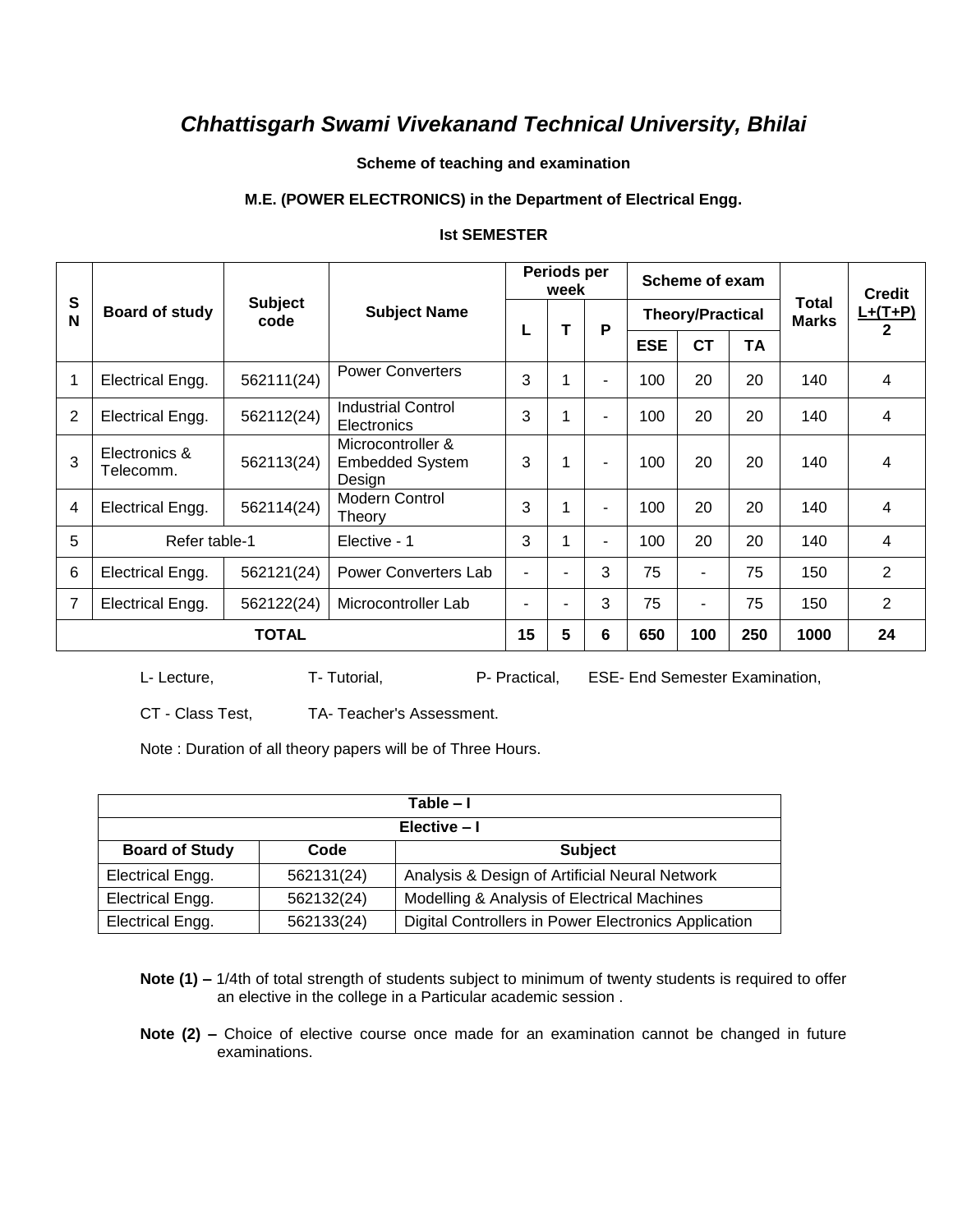# *Chhattisgarh Swami Vivekanand Technical University, Bhilai*

**Scheme of teaching and examination**

**M.E. (POWER ELECTRONICS) in the Department of Electrical Engg.**

**Ist SEMESTER**

| SN | Board of study | Subject code | Subject Name | Periods per week | | | Scheme of exam | | | Total Marks | Credit L+(T+P)/2 |
|---|---|---|---|---|---|---|---|---|---|---|---|
| | | | | L | T | P | Theory/Practical | | | | |
| | | | | | | | ESE | CT | TA | | |
| 1 | Electrical Engg. | 562111(24) | Power Converters | 3 | 1 | - | 100 | 20 | 20 | 140 | 4 |
| 2 | Electrical Engg. | 562112(24) | Industrial Control Electronics | 3 | 1 | - | 100 | 20 | 20 | 140 | 4 |
| 3 | Electronics & Telecomm. | 562113(24) | Microcontroller & Embedded System Design | 3 | 1 | - | 100 | 20 | 20 | 140 | 4 |
| 4 | Electrical Engg. | 562114(24) | Modern Control Theory | 3 | 1 | - | 100 | 20 | 20 | 140 | 4 |
| 5 | Refer table-1 | | Elective - 1 | 3 | 1 | - | 100 | 20 | 20 | 140 | 4 |
| 6 | Electrical Engg. | 562121(24) | Power Converters Lab | - | - | 3 | 75 | - | 75 | 150 | 2 |
| 7 | Electrical Engg. | 562122(24) | Microcontroller Lab | - | - | 3 | 75 | - | 75 | 150 | 2 |
| **TOTAL** | | | | **15** | **5** | **6** | **650** | **100** | **250** | **1000** | **24** |

L- Lecture, T- Tutorial, P- Practical, ESE- End Semester Examination,

CT - Class Test, TA- Teacher's Assessment.

Note : Duration of all theory papers will be of Three Hours.

| Table – I | | |
|---|---|---|
| **Elective – I** | | |
| **Board of Study** | **Code** | **Subject** |
| Electrical Engg. | 562131(24) | Analysis & Design of Artificial Neural Network |
| Electrical Engg. | 562132(24) | Modelling & Analysis of Electrical Machines |
| Electrical Engg. | 562133(24) | Digital Controllers in Power Electronics Application |

**Note (1) –** 1/4th of total strength of students subject to minimum of twenty students is required to offer an elective in the college in a Particular academic session .

**Note (2) –** Choice of elective course once made for an examination cannot be changed in future examinations.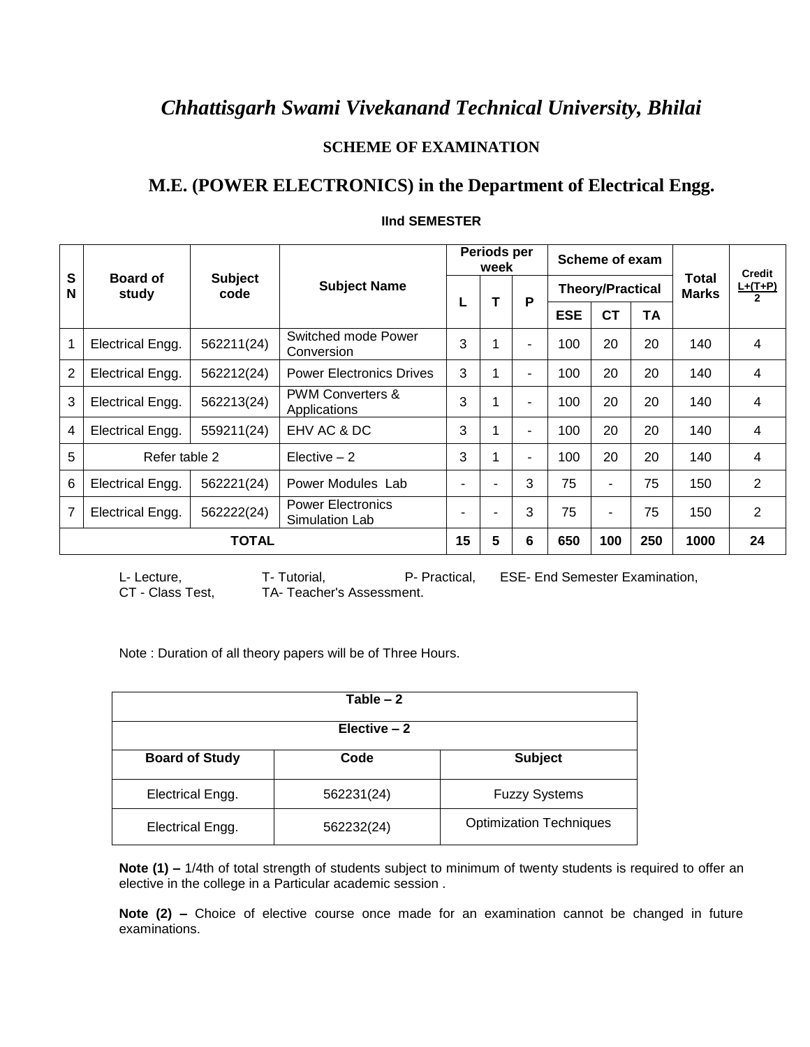# *Chhattisgarh Swami Vivekanand Technical University, Bhilai*

### SCHEME OF EXAMINATION

## M.E. (POWER ELECTRONICS) in the Department of Electrical Engg.

#### IInd SEMESTER

| SN | Board of study | Subject code | Subject Name | Periods per week | | | Scheme of exam | | | Total Marks | Credit L+(T+P)/2 |
|---|---|---|---|---|---|---|---|---|---|---|---|
| | | | | | | | Theory/Practical | | | | |
| | | | | L | T | P | ESE | CT | TA | | |
| 1 | Electrical Engg. | 562211(24) | Switched mode Power Conversion | 3 | 1 | - | 100 | 20 | 20 | 140 | 4 |
| 2 | Electrical Engg. | 562212(24) | Power Electronics Drives | 3 | 1 | - | 100 | 20 | 20 | 140 | 4 |
| 3 | Electrical Engg. | 562213(24) | PWM Converters & Applications | 3 | 1 | - | 100 | 20 | 20 | 140 | 4 |
| 4 | Electrical Engg. | 559211(24) | EHV AC & DC | 3 | 1 | - | 100 | 20 | 20 | 140 | 4 |
| 5 | Refer table 2 | | Elective – 2 | 3 | 1 | - | 100 | 20 | 20 | 140 | 4 |
| 6 | Electrical Engg. | 562221(24) | Power Modules Lab | - | - | 3 | 75 | - | 75 | 150 | 2 |
| 7 | Electrical Engg. | 562222(24) | Power Electronics Simulation Lab | - | - | 3 | 75 | - | 75 | 150 | 2 |
| **TOTAL** | | | | **15** | **5** | **6** | **650** | **100** | **250** | **1000** | **24** |

L- Lecture, T- Tutorial, P- Practical, ESE- End Semester Examination,
CT - Class Test, TA- Teacher's Assessment.

Note : Duration of all theory papers will be of Three Hours.

| **Table – 2** | | |
|---|---|---|
| **Elective – 2** | | |
| **Board of Study** | **Code** | **Subject** |
| Electrical Engg. | 562231(24) | Fuzzy Systems |
| Electrical Engg. | 562232(24) | Optimization Techniques |

**Note (1) –** 1/4th of total strength of students subject to minimum of twenty students is required to offer an elective in the college in a Particular academic session .

**Note (2) –** Choice of elective course once made for an examination cannot be changed in future examinations.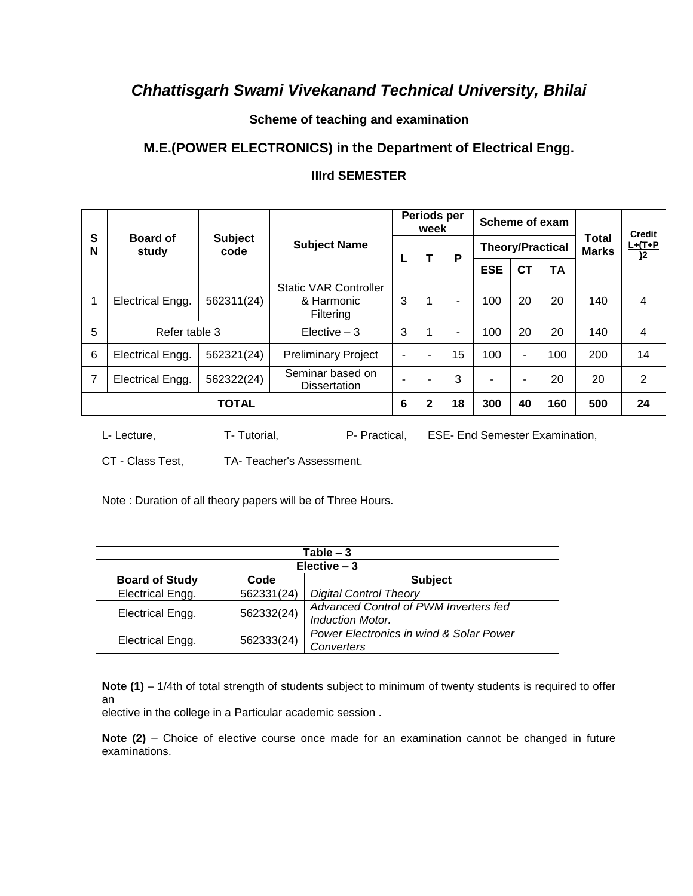# *Chhattisgarh Swami Vivekanand Technical University, Bhilai*

### Scheme of teaching and examination

## M.E.(POWER ELECTRONICS) in the Department of Electrical Engg.

### IIIrd SEMESTER

| S N | Board of study | Subject code | Subject Name | Periods per week | | | Scheme of exam | | | Total Marks | Credit L+(T+P)2 |
|---|---|---|---|---|---|---|---|---|---|---|---|
| | | | | | | | Theory/Practical | | | | |
| | | | | L | T | P | ESE | CT | TA | | |
| 1 | Electrical Engg. | 562311(24) | Static VAR Controller & Harmonic Filtering | 3 | 1 | - | 100 | 20 | 20 | 140 | 4 |
| 5 | Refer table 3 | | Elective – 3 | 3 | 1 | - | 100 | 20 | 20 | 140 | 4 |
| 6 | Electrical Engg. | 562321(24) | Preliminary Project | - | - | 15 | 100 | - | 100 | 200 | 14 |
| 7 | Electrical Engg. | 562322(24) | Seminar based on Dissertation | - | - | 3 | - | - | 20 | 20 | 2 |
| **TOTAL** | | | | **6** | **2** | **18** | **300** | **40** | **160** | **500** | **24** |

L- Lecture, T- Tutorial, P- Practical, ESE- End Semester Examination,

CT - Class Test, TA- Teacher's Assessment.

Note : Duration of all theory papers will be of Three Hours.

| **Table – 3** | | |
|---|---|---|
| **Elective – 3** | | |
| **Board of Study** | **Code** | **Subject** |
| Electrical Engg. | 562331(24) | *Digital Control Theory* |
| Electrical Engg. | 562332(24) | *Advanced Control of PWM Inverters fed Induction Motor.* |
| Electrical Engg. | 562333(24) | *Power Electronics in wind & Solar Power Converters* |

**Note (1)** – 1/4th of total strength of students subject to minimum of twenty students is required to offer an
elective in the college in a Particular academic session .

**Note (2)** – Choice of elective course once made for an examination cannot be changed in future examinations.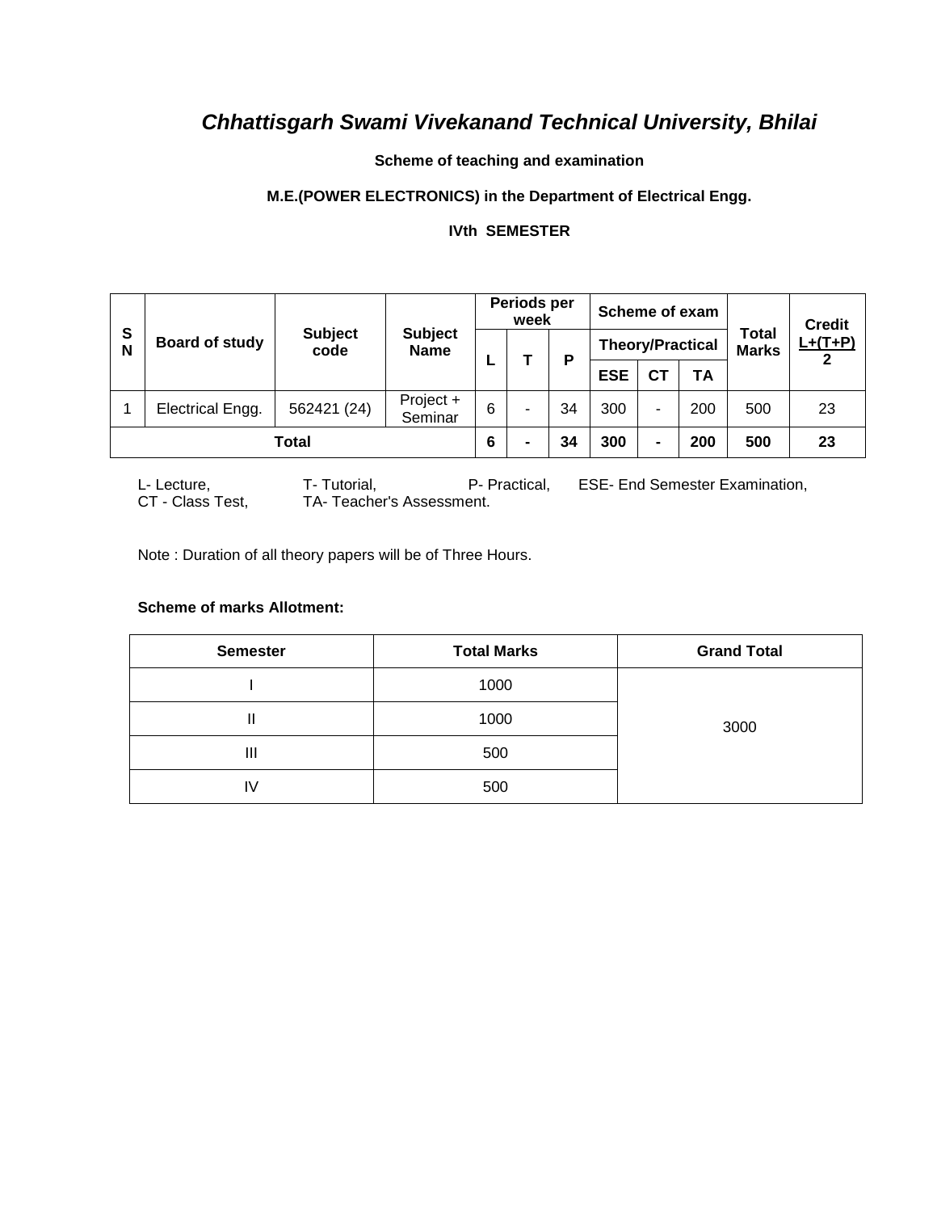# *Chhattisgarh Swami Vivekanand Technical University, Bhilai*

**Scheme of teaching and examination**

**M.E.(POWER ELECTRONICS) in the Department of Electrical Engg.**

**IVth SEMESTER**

| S N | Board of study | Subject code | Subject Name | Periods per week | | | Scheme of exam | | | Total Marks | Credit L+(T+P) 2 |
|---|---|---|---|---|---|---|---|---|---|---|---|
| | | | | | | | Theory/Practical | | | | |
| | | | | L | T | P | ESE | CT | TA | | |
| 1 | Electrical Engg. | 562421 (24) | Project + Seminar | 6 | - | 34 | 300 | - | 200 | 500 | 23 |
| **Total** | | | | **6** | **-** | **34** | **300** | **-** | **200** | **500** | **23** |

L- Lecture, T- Tutorial, P- Practical, ESE- End Semester Examination,
CT - Class Test, TA- Teacher's Assessment.

Note : Duration of all theory papers will be of Three Hours.

**Scheme of marks Allotment:**

| Semester | Total Marks | Grand Total |
|---|---|---|
| I | 1000 | 3000 |
| II | 1000 | |
| III | 500 | |
| IV | 500 | |